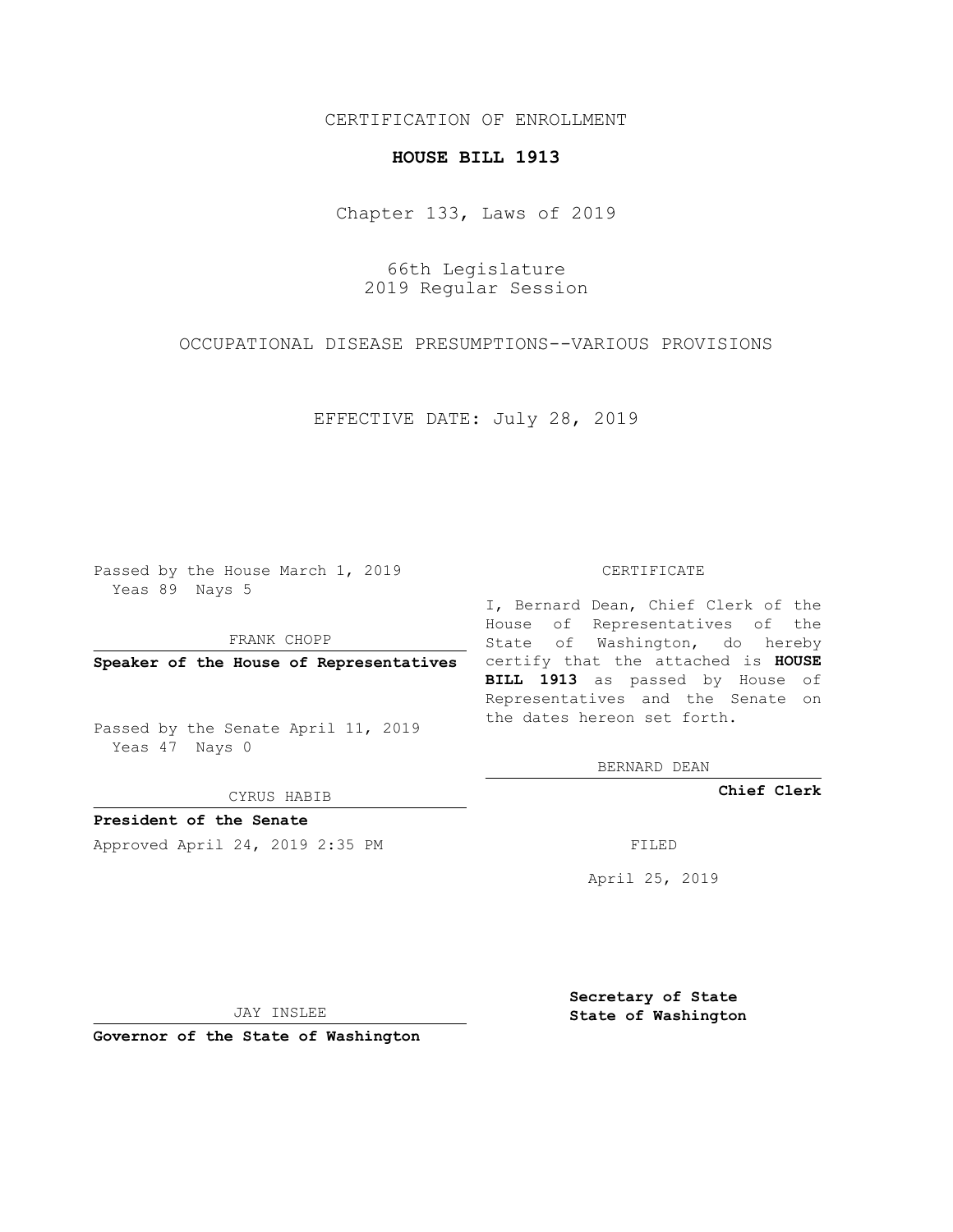CERTIFICATION OF ENROLLMENT

**HOUSE BILL 1913**

Chapter 133, Laws of 2019

66th Legislature
2019 Regular Session

OCCUPATIONAL DISEASE PRESUMPTIONS--VARIOUS PROVISIONS

EFFECTIVE DATE: July 28, 2019

Passed by the House March 1, 2019
Yeas 89 Nays 5

FRANK CHOPP

**Speaker of the House of Representatives**

Passed by the Senate April 11, 2019
Yeas 47 Nays 0

CYRUS HABIB

**President of the Senate**

Approved April 24, 2019 2:35 PM

JAY INSLEE

**Governor of the State of Washington**

CERTIFICATE

I, Bernard Dean, Chief Clerk of the House of Representatives of the State of Washington, do hereby certify that the attached is **HOUSE BILL 1913** as passed by House of Representatives and the Senate on the dates hereon set forth.

BERNARD DEAN

**Chief Clerk**

FILED

April 25, 2019

**Secretary of State**
**State of Washington**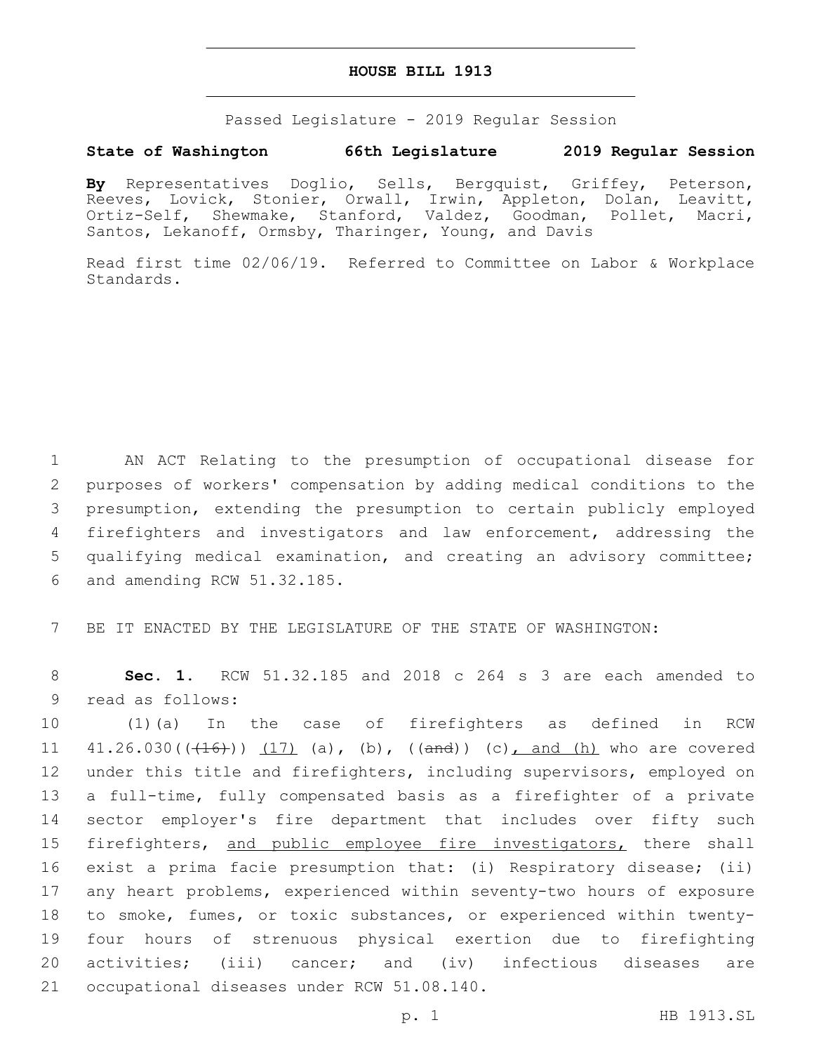# HOUSE BILL 1913

Passed Legislature - 2019 Regular Session

**State of Washington 66th Legislature 2019 Regular Session**

**By** Representatives Doglio, Sells, Bergquist, Griffey, Peterson, Reeves, Lovick, Stonier, Orwall, Irwin, Appleton, Dolan, Leavitt, Ortiz-Self, Shewmake, Stanford, Valdez, Goodman, Pollet, Macri, Santos, Lekanoff, Ormsby, Tharinger, Young, and Davis

Read first time 02/06/19. Referred to Committee on Labor & Workplace Standards.

1 AN ACT Relating to the presumption of occupational disease for 2 purposes of workers' compensation by adding medical conditions to the 3 presumption, extending the presumption to certain publicly employed 4 firefighters and investigators and law enforcement, addressing the 5 qualifying medical examination, and creating an advisory committee; 6 and amending RCW 51.32.185.

7 BE IT ENACTED BY THE LEGISLATURE OF THE STATE OF WASHINGTON:

8 **Sec. 1.** RCW 51.32.185 and 2018 c 264 s 3 are each amended to 9 read as follows:

10 (1)(a) In the case of firefighters as defined in RCW 11 41.26.030((~~(16)~~)) <u>(17)</u> (a), (b), ((~~and~~)) (c)<u>, and (h)</u> who are covered 12 under this title and firefighters, including supervisors, employed on 13 a full-time, fully compensated basis as a firefighter of a private 14 sector employer's fire department that includes over fifty such 15 firefighters, <u>and public employee fire investigators,</u> there shall 16 exist a prima facie presumption that: (i) Respiratory disease; (ii) 17 any heart problems, experienced within seventy-two hours of exposure 18 to smoke, fumes, or toxic substances, or experienced within twenty-19 four hours of strenuous physical exertion due to firefighting 20 activities; (iii) cancer; and (iv) infectious diseases are 21 occupational diseases under RCW 51.08.140.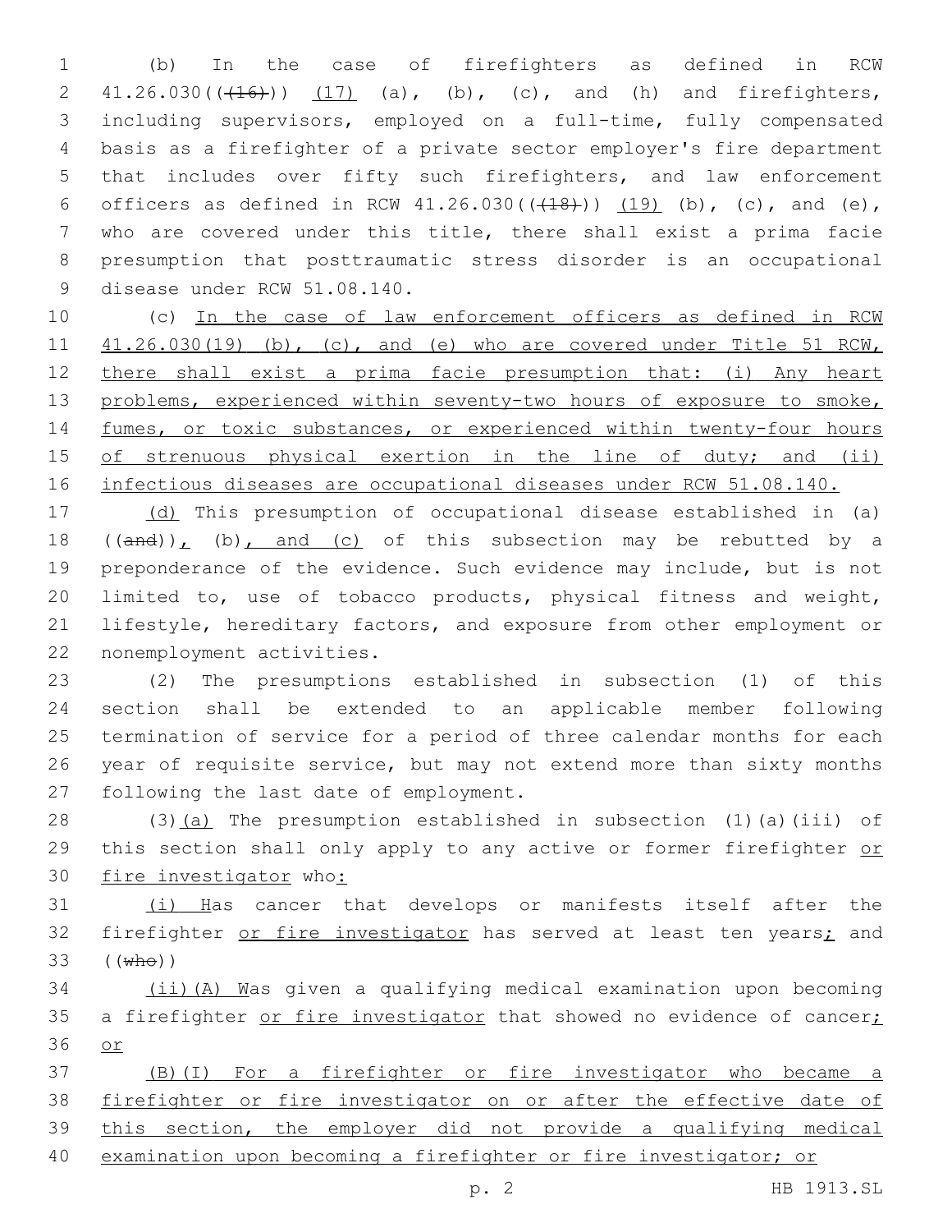(b) In the case of firefighters as defined in RCW 41.26.030((~~(16)~~)) <u>(17)</u> (a), (b), (c), and (h) and firefighters, including supervisors, employed on a full-time, fully compensated basis as a firefighter of a private sector employer's fire department that includes over fifty such firefighters, and law enforcement officers as defined in RCW 41.26.030((~~(18)~~)) <u>(19)</u> (b), (c), and (e), who are covered under this title, there shall exist a prima facie presumption that posttraumatic stress disorder is an occupational disease under RCW 51.08.140.

(c) <u>In the case of law enforcement officers as defined in RCW 41.26.030(19) (b), (c), and (e) who are covered under Title 51 RCW, there shall exist a prima facie presumption that: (i) Any heart problems, experienced within seventy-two hours of exposure to smoke, fumes, or toxic substances, or experienced within twenty-four hours of strenuous physical exertion in the line of duty; and (ii) infectious diseases are occupational diseases under RCW 51.08.140.</u>

<u>(d)</u> This presumption of occupational disease established in (a) ((~~and~~))<u>,</u> (b)<u>, and (c)</u> of this subsection may be rebutted by a preponderance of the evidence. Such evidence may include, but is not limited to, use of tobacco products, physical fitness and weight, lifestyle, hereditary factors, and exposure from other employment or nonemployment activities.

(2) The presumptions established in subsection (1) of this section shall be extended to an applicable member following termination of service for a period of three calendar months for each year of requisite service, but may not extend more than sixty months following the last date of employment.

(3)<u>(a)</u> The presumption established in subsection (1)(a)(iii) of this section shall only apply to any active or former firefighter <u>or fire investigator</u> who<u>:</u>

<u>(i) H</u>as cancer that develops or manifests itself after the firefighter <u>or fire investigator</u> has served at least ten years<u>;</u> and ((~~who~~))

<u>(ii)(A) W</u>as given a qualifying medical examination upon becoming a firefighter <u>or fire investigator</u> that showed no evidence of cancer<u>; or</u>

<u>(B)(I) For a firefighter or fire investigator who became a firefighter or fire investigator on or after the effective date of this section, the employer did not provide a qualifying medical examination upon becoming a firefighter or fire investigator; or</u>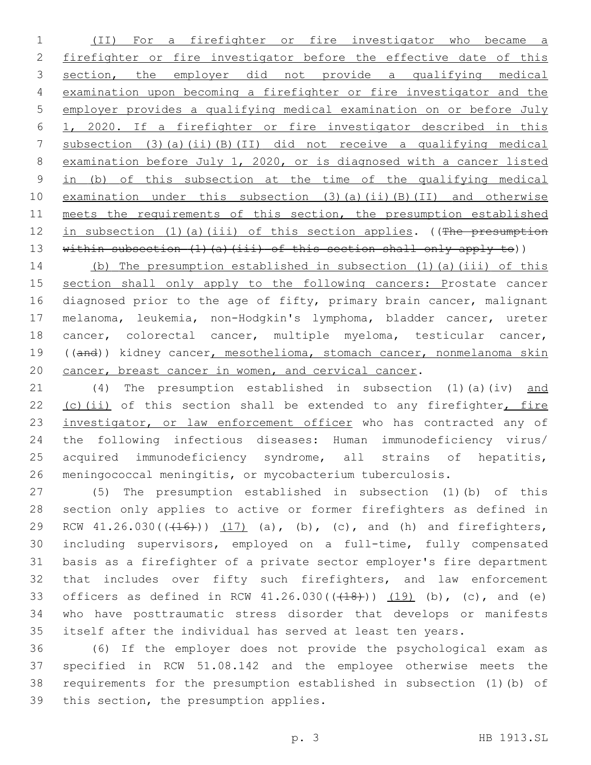(II) For a firefighter or fire investigator who became a firefighter or fire investigator before the effective date of this section, the employer did not provide a qualifying medical examination upon becoming a firefighter or fire investigator and the employer provides a qualifying medical examination on or before July 1, 2020. If a firefighter or fire investigator described in this subsection (3)(a)(ii)(B)(II) did not receive a qualifying medical examination before July 1, 2020, or is diagnosed with a cancer listed in (b) of this subsection at the time of the qualifying medical examination under this subsection (3)(a)(ii)(B)(II) and otherwise meets the requirements of this section, the presumption established in subsection (1)(a)(iii) of this section applies. ((~~The presumption within subsection (1)(a)(iii) of this section shall only apply to~~))

(b) The presumption established in subsection (1)(a)(iii) of this section shall only apply to the following cancers: Prostate cancer diagnosed prior to the age of fifty, primary brain cancer, malignant melanoma, leukemia, non-Hodgkin's lymphoma, bladder cancer, ureter cancer, colorectal cancer, multiple myeloma, testicular cancer, ((~~and~~)) kidney cancer, mesothelioma, stomach cancer, nonmelanoma skin cancer, breast cancer in women, and cervical cancer.

(4) The presumption established in subsection (1)(a)(iv) and (c)(ii) of this section shall be extended to any firefighter, fire investigator, or law enforcement officer who has contracted any of the following infectious diseases: Human immunodeficiency virus/acquired immunodeficiency syndrome, all strains of hepatitis, meningococcal meningitis, or mycobacterium tuberculosis.

(5) The presumption established in subsection (1)(b) of this section only applies to active or former firefighters as defined in RCW 41.26.030((~~(16)~~)) (17) (a), (b), (c), and (h) and firefighters, including supervisors, employed on a full-time, fully compensated basis as a firefighter of a private sector employer's fire department that includes over fifty such firefighters, and law enforcement officers as defined in RCW 41.26.030((~~(18)~~)) (19) (b), (c), and (e) who have posttraumatic stress disorder that develops or manifests itself after the individual has served at least ten years.

(6) If the employer does not provide the psychological exam as specified in RCW 51.08.142 and the employee otherwise meets the requirements for the presumption established in subsection (1)(b) of this section, the presumption applies.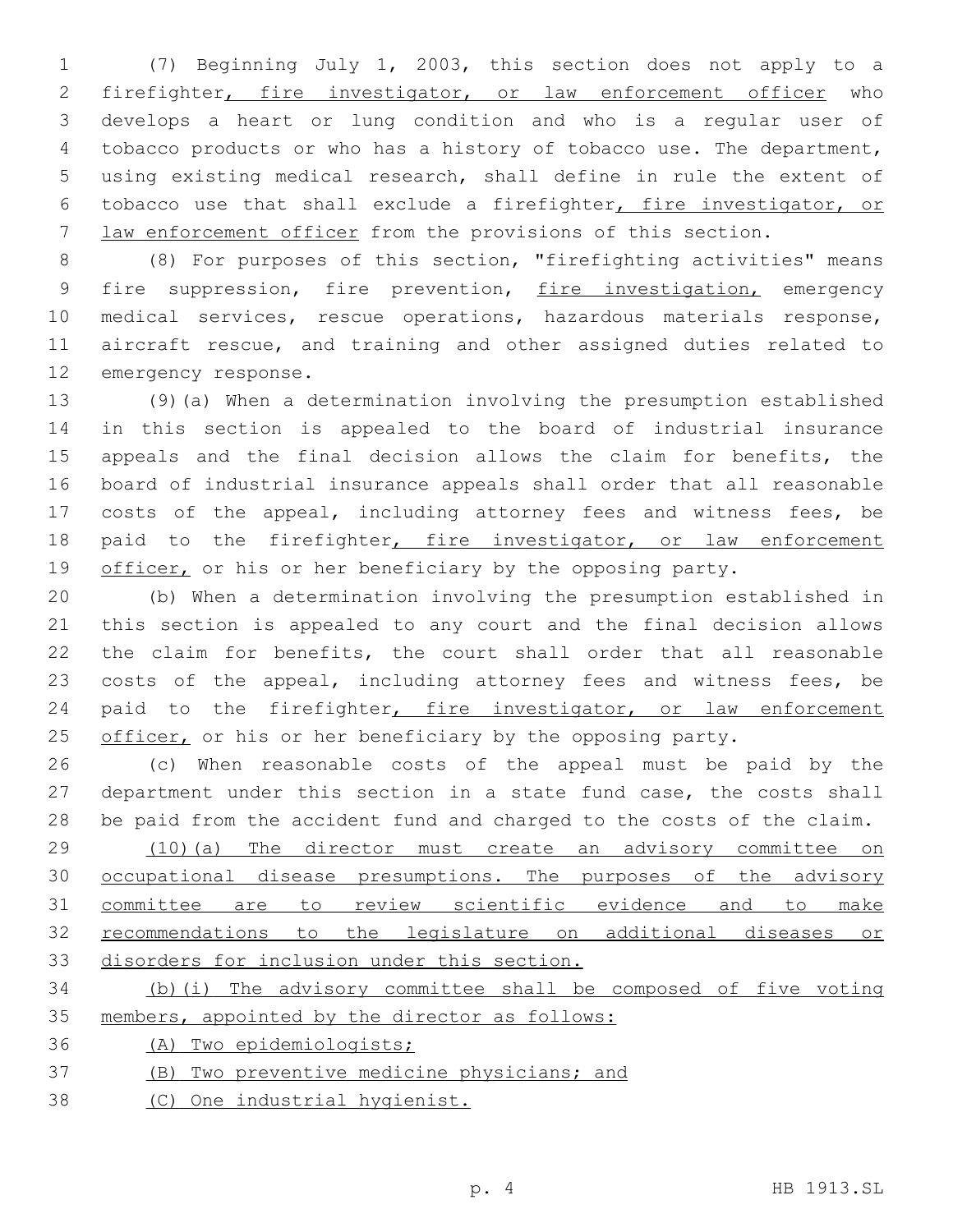(7) Beginning July 1, 2003, this section does not apply to a firefighter, fire investigator, or law enforcement officer who develops a heart or lung condition and who is a regular user of tobacco products or who has a history of tobacco use. The department, using existing medical research, shall define in rule the extent of tobacco use that shall exclude a firefighter, fire investigator, or law enforcement officer from the provisions of this section.

(8) For purposes of this section, "firefighting activities" means fire suppression, fire prevention, fire investigation, emergency medical services, rescue operations, hazardous materials response, aircraft rescue, and training and other assigned duties related to emergency response.

(9)(a) When a determination involving the presumption established in this section is appealed to the board of industrial insurance appeals and the final decision allows the claim for benefits, the board of industrial insurance appeals shall order that all reasonable costs of the appeal, including attorney fees and witness fees, be paid to the firefighter, fire investigator, or law enforcement officer, or his or her beneficiary by the opposing party.

(b) When a determination involving the presumption established in this section is appealed to any court and the final decision allows the claim for benefits, the court shall order that all reasonable costs of the appeal, including attorney fees and witness fees, be paid to the firefighter, fire investigator, or law enforcement officer, or his or her beneficiary by the opposing party.

(c) When reasonable costs of the appeal must be paid by the department under this section in a state fund case, the costs shall be paid from the accident fund and charged to the costs of the claim.

(10)(a) The director must create an advisory committee on occupational disease presumptions. The purposes of the advisory committee are to review scientific evidence and to make recommendations to the legislature on additional diseases or disorders for inclusion under this section.

(b)(i) The advisory committee shall be composed of five voting members, appointed by the director as follows:

(A) Two epidemiologists;

(B) Two preventive medicine physicians; and

(C) One industrial hygienist.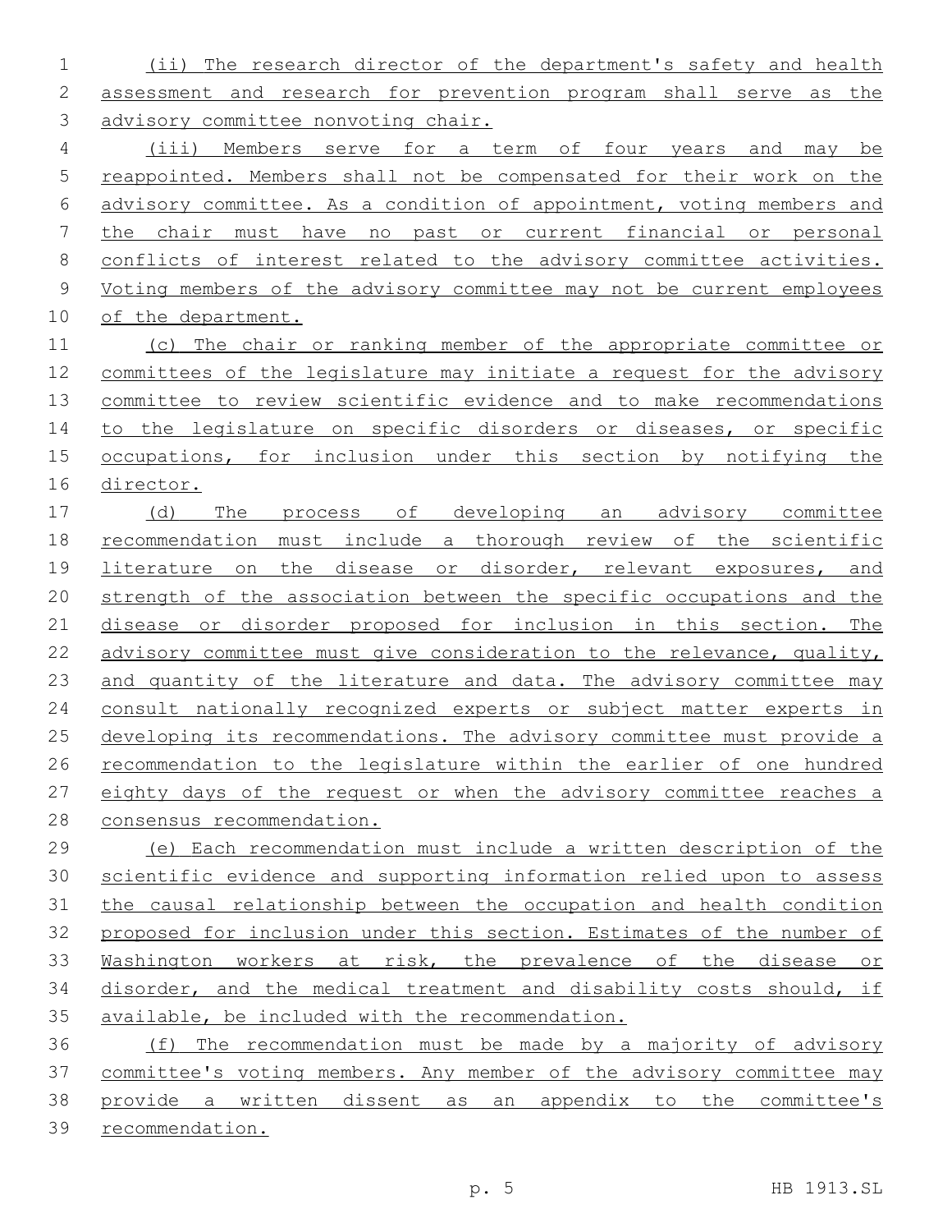(ii) The research director of the department's safety and health assessment and research for prevention program shall serve as the advisory committee nonvoting chair.

(iii) Members serve for a term of four years and may be reappointed. Members shall not be compensated for their work on the advisory committee. As a condition of appointment, voting members and the chair must have no past or current financial or personal conflicts of interest related to the advisory committee activities. Voting members of the advisory committee may not be current employees of the department.

(c) The chair or ranking member of the appropriate committee or committees of the legislature may initiate a request for the advisory committee to review scientific evidence and to make recommendations to the legislature on specific disorders or diseases, or specific occupations, for inclusion under this section by notifying the director.

(d) The process of developing an advisory committee recommendation must include a thorough review of the scientific literature on the disease or disorder, relevant exposures, and strength of the association between the specific occupations and the disease or disorder proposed for inclusion in this section. The advisory committee must give consideration to the relevance, quality, and quantity of the literature and data. The advisory committee may consult nationally recognized experts or subject matter experts in developing its recommendations. The advisory committee must provide a recommendation to the legislature within the earlier of one hundred eighty days of the request or when the advisory committee reaches a consensus recommendation.

(e) Each recommendation must include a written description of the scientific evidence and supporting information relied upon to assess the causal relationship between the occupation and health condition proposed for inclusion under this section. Estimates of the number of Washington workers at risk, the prevalence of the disease or disorder, and the medical treatment and disability costs should, if available, be included with the recommendation.

(f) The recommendation must be made by a majority of advisory committee's voting members. Any member of the advisory committee may provide a written dissent as an appendix to the committee's recommendation.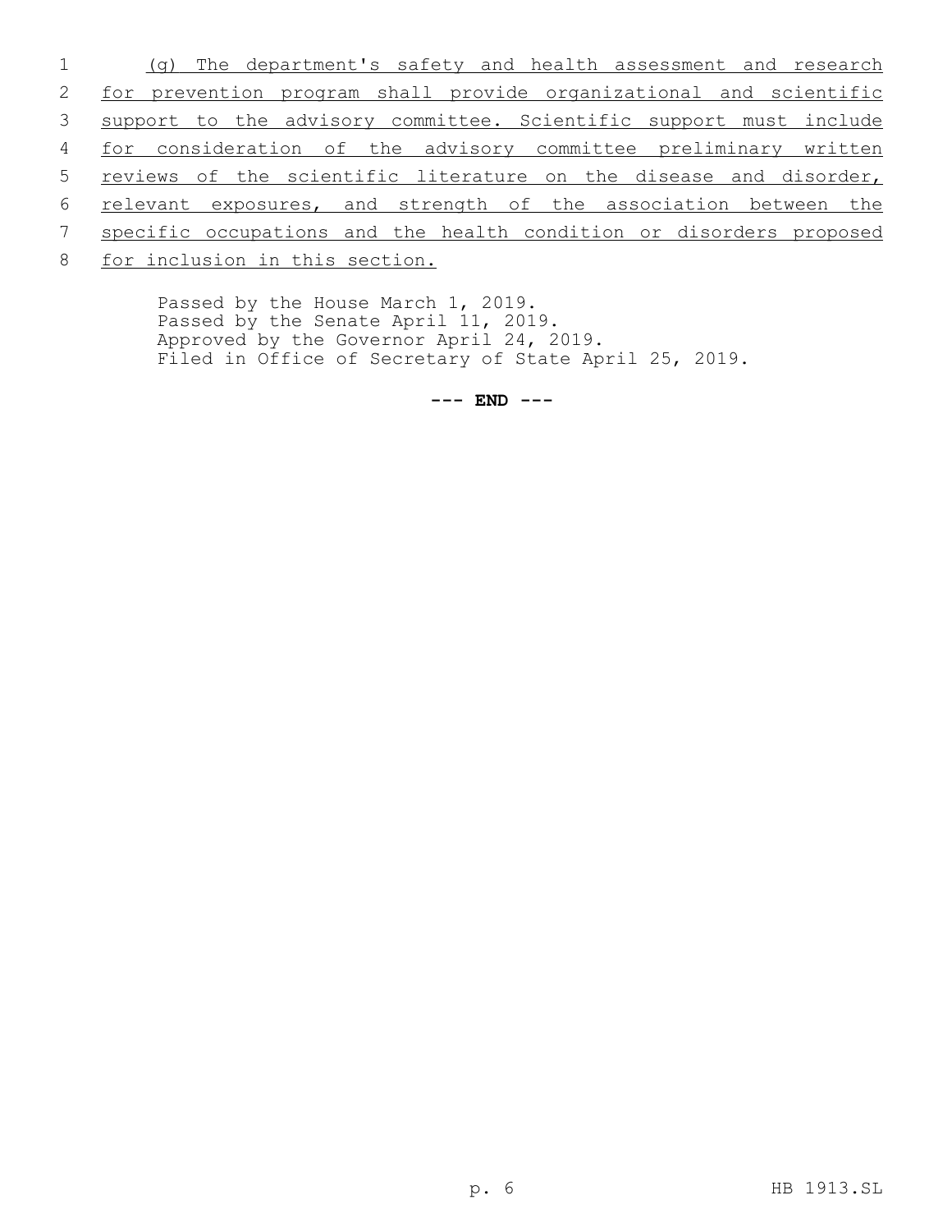(g) The department's safety and health assessment and research for prevention program shall provide organizational and scientific support to the advisory committee. Scientific support must include for consideration of the advisory committee preliminary written reviews of the scientific literature on the disease and disorder, relevant exposures, and strength of the association between the specific occupations and the health condition or disorders proposed for inclusion in this section.

Passed by the House March 1, 2019.
Passed by the Senate April 11, 2019.
Approved by the Governor April 24, 2019.
Filed in Office of Secretary of State April 25, 2019.

**--- END ---**